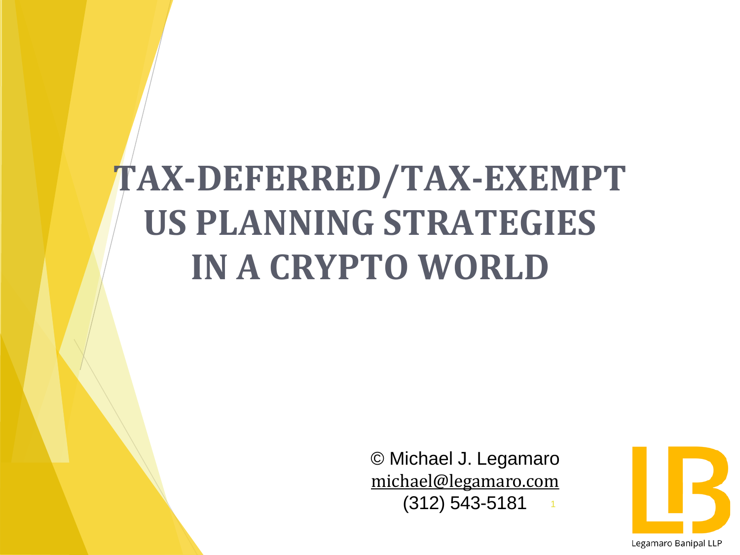# TAX-DEFERRED/TAX-EXEMPT US PLANNING STRATEGIES IN A CRYPTO WORLD

© Michael J. Legamaro
michael@legamaro.com
(312) 543-5181

Legamaro Banipal LLP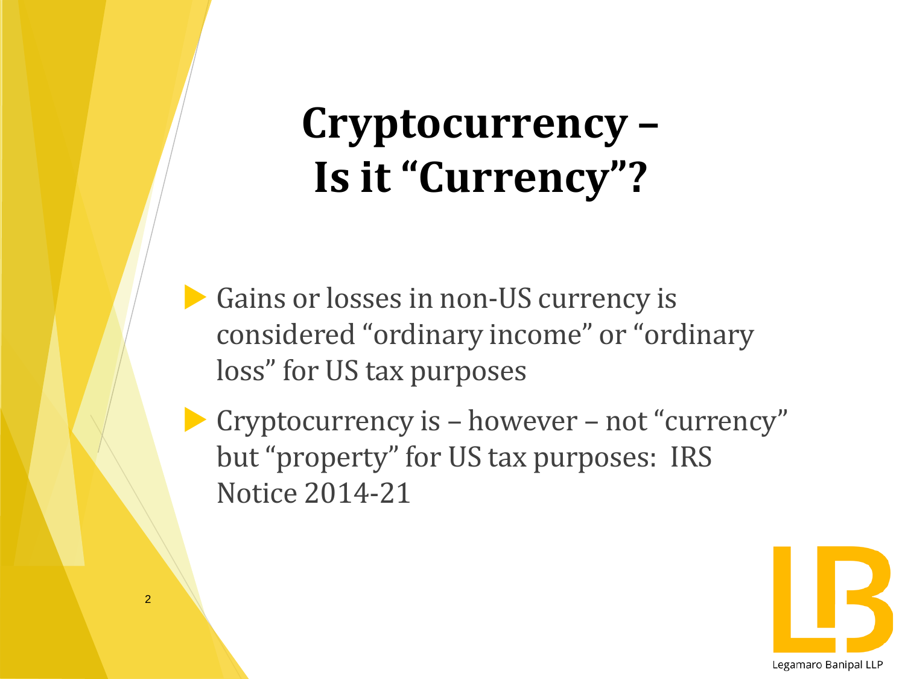# Cryptocurrency – Is it "Currency"?

- Gains or losses in non-US currency is considered "ordinary income" or "ordinary loss" for US tax purposes
- Cryptocurrency is – however – not "currency" but "property" for US tax purposes: IRS Notice 2014-21

Legamaro Banipal LLP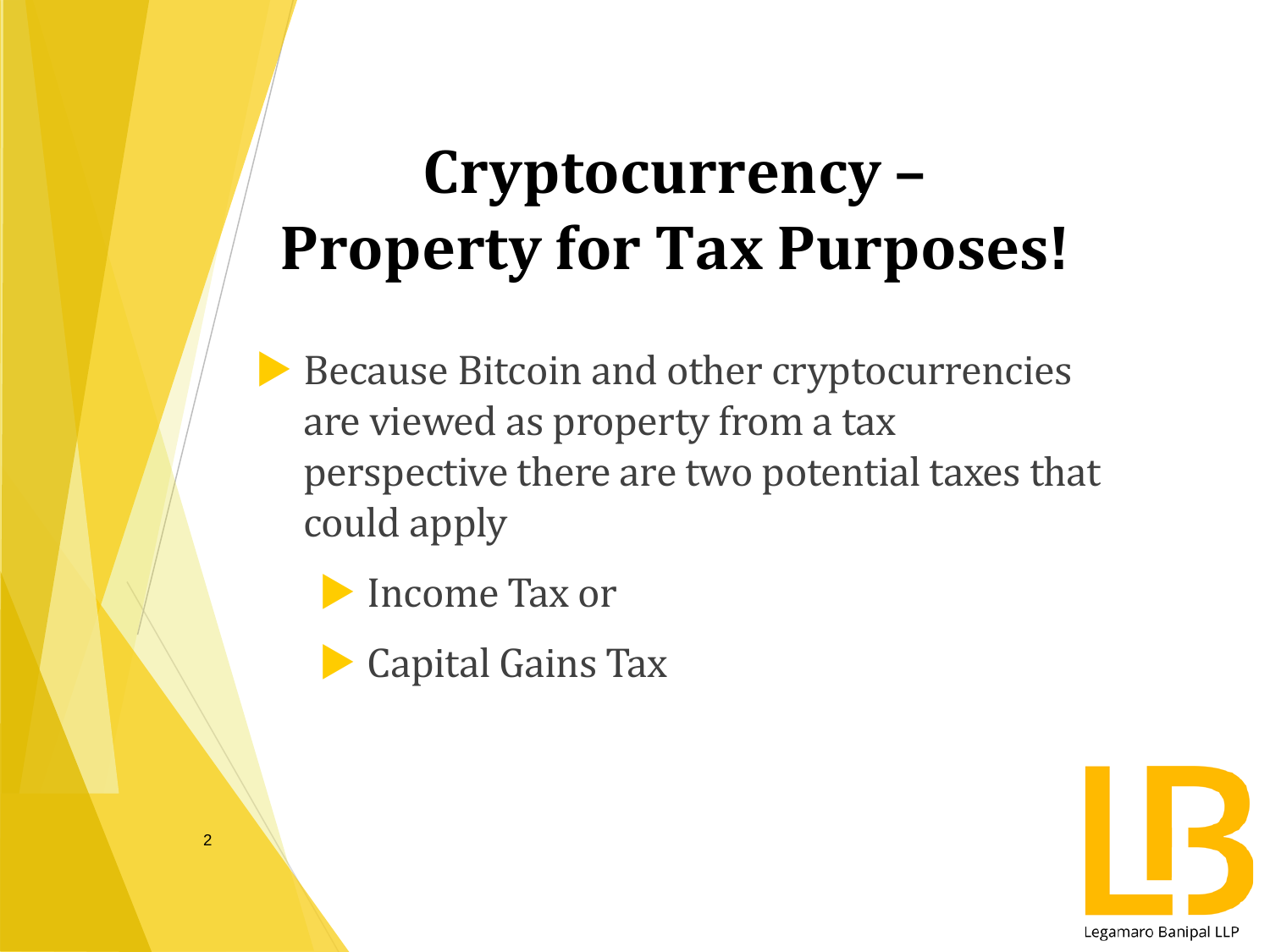# Cryptocurrency – Property for Tax Purposes!

- Because Bitcoin and other cryptocurrencies are viewed as property from a tax perspective there are two potential taxes that could apply
  - Income Tax or
  - Capital Gains Tax

Legamaro Banipal LLP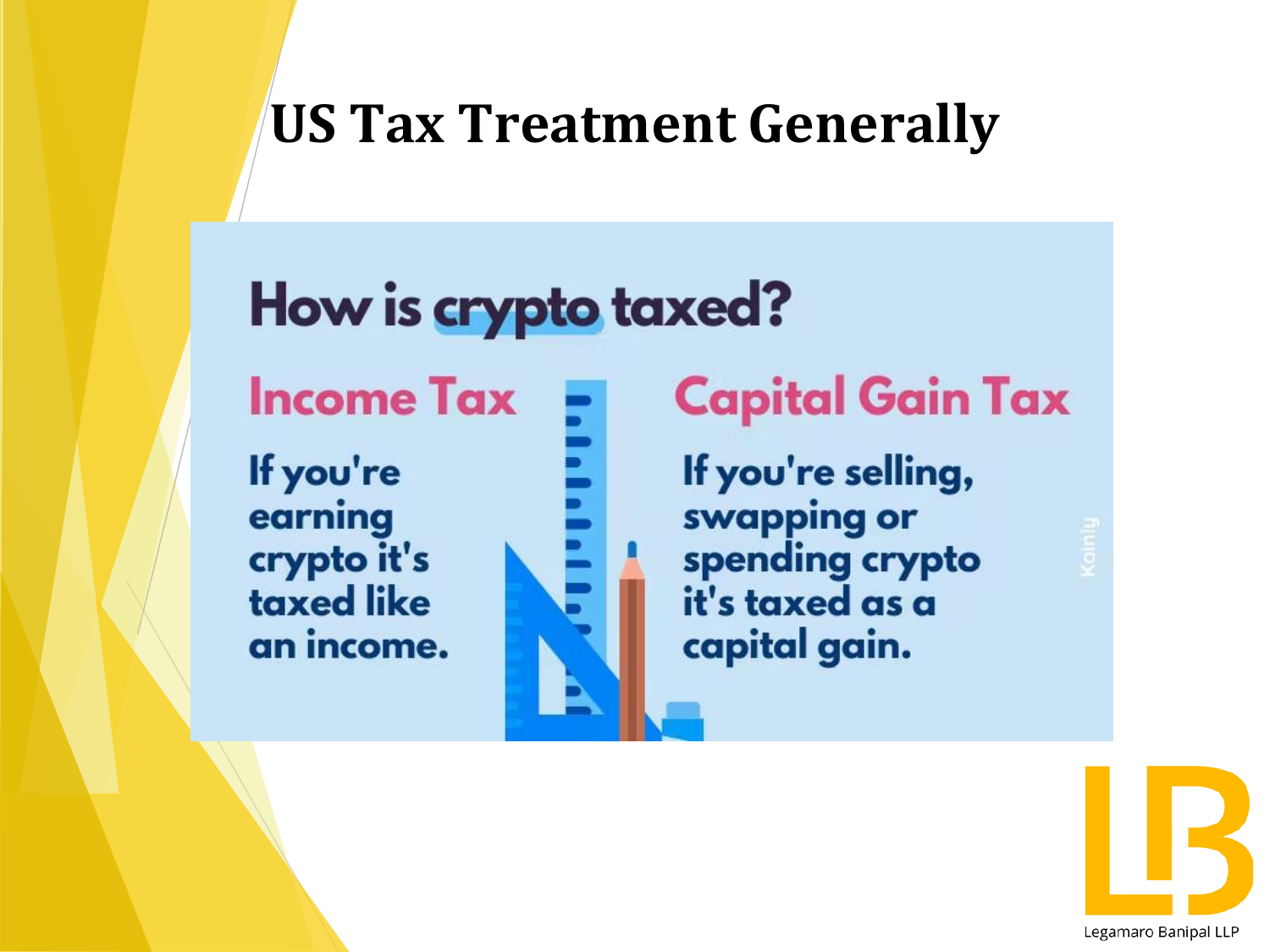# US Tax Treatment Generally

## How is crypto taxed?

### Income Tax

If you're earning crypto it's taxed like an income.

### Capital Gain Tax

If you're selling, swapping or spending crypto it's taxed as a capital gain.

Koinly

Legamaro Banipal LLP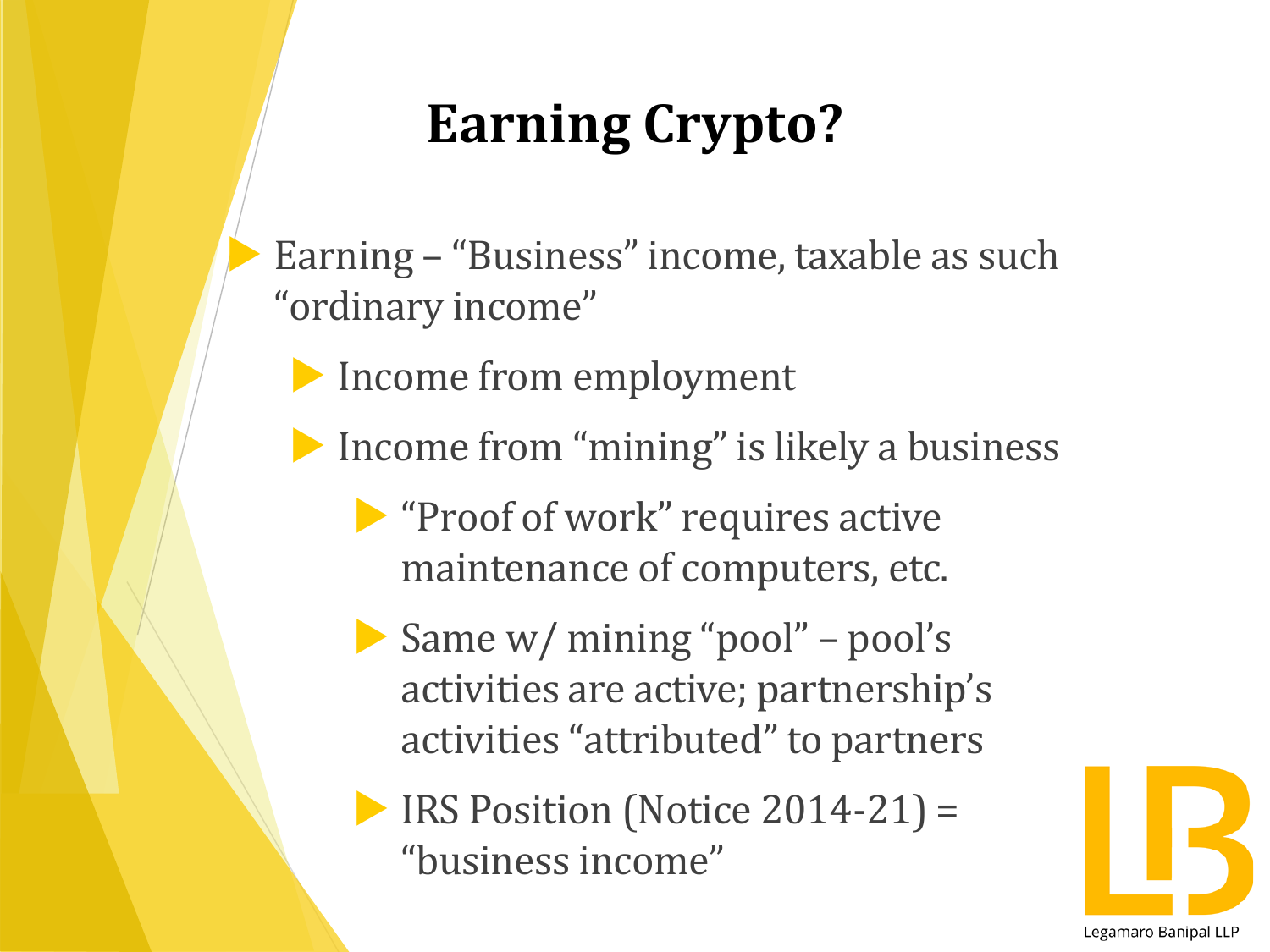# Earning Crypto?

- Earning – "Business" income, taxable as such "ordinary income"
  - Income from employment
  - Income from "mining" is likely a business
    - "Proof of work" requires active maintenance of computers, etc.
    - Same w/ mining "pool" – pool's activities are active; partnership's activities "attributed" to partners
    - IRS Position (Notice 2014-21) = "business income"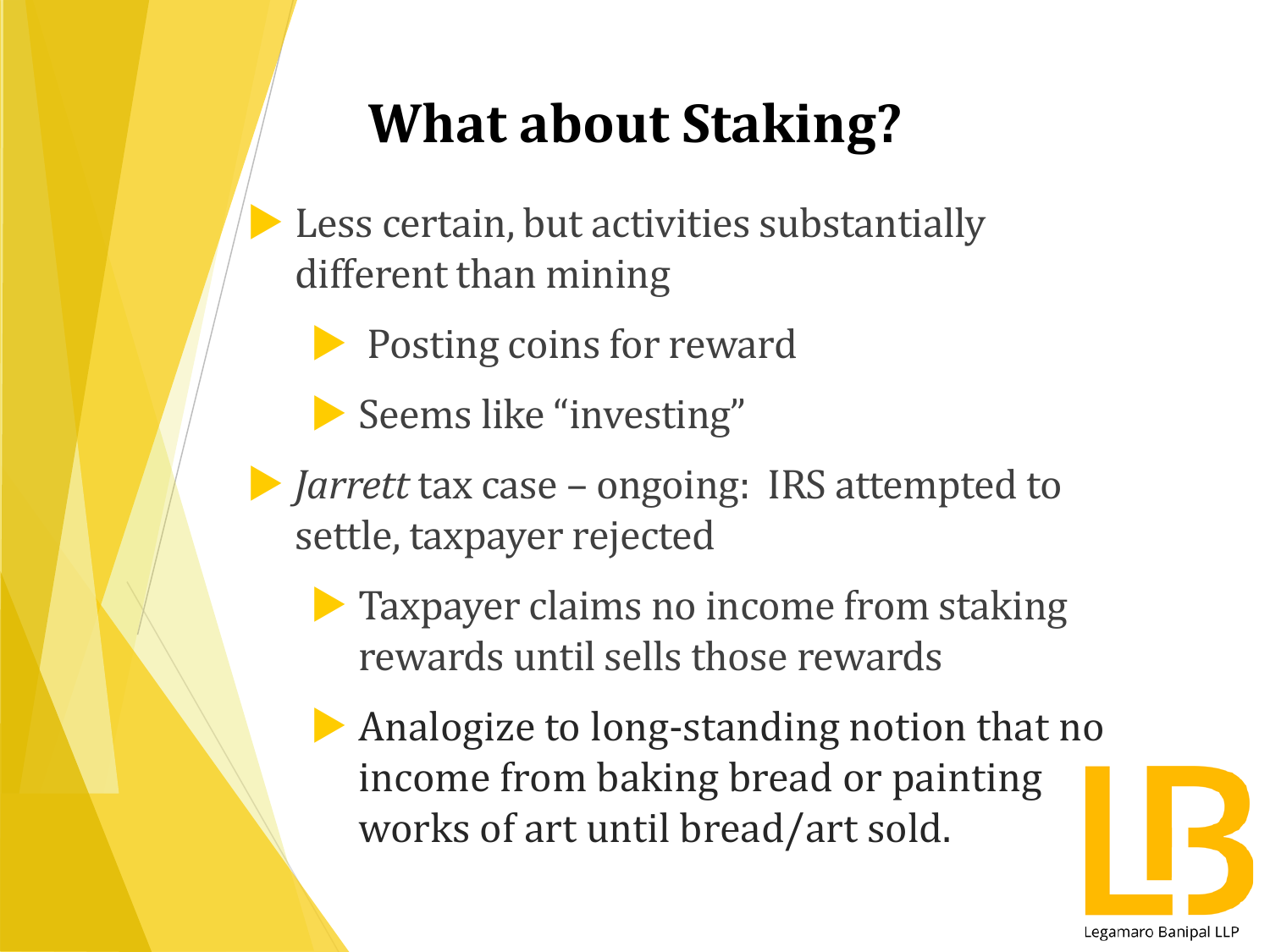# What about Staking?

- Less certain, but activities substantially different than mining
  - Posting coins for reward
  - Seems like "investing"
- *Jarrett* tax case – ongoing: IRS attempted to settle, taxpayer rejected
  - Taxpayer claims no income from staking rewards until sells those rewards
  - Analogize to long-standing notion that no income from baking bread or painting works of art until bread/art sold.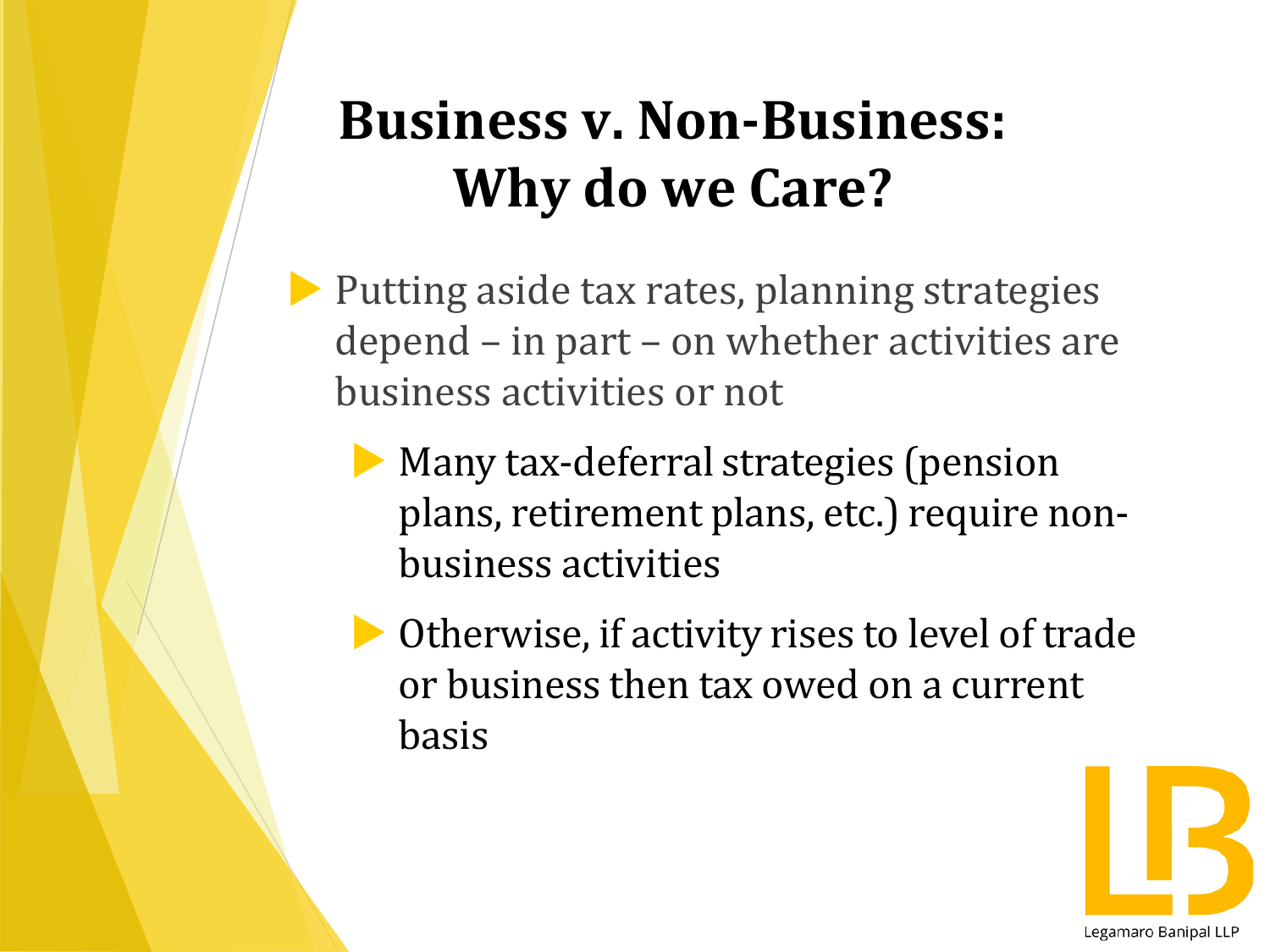# Business v. Non-Business: Why do we Care?

- Putting aside tax rates, planning strategies depend – in part – on whether activities are business activities or not
  - Many tax-deferral strategies (pension plans, retirement plans, etc.) require non-business activities
  - Otherwise, if activity rises to level of trade or business then tax owed on a current basis

Legamaro Banipal LLP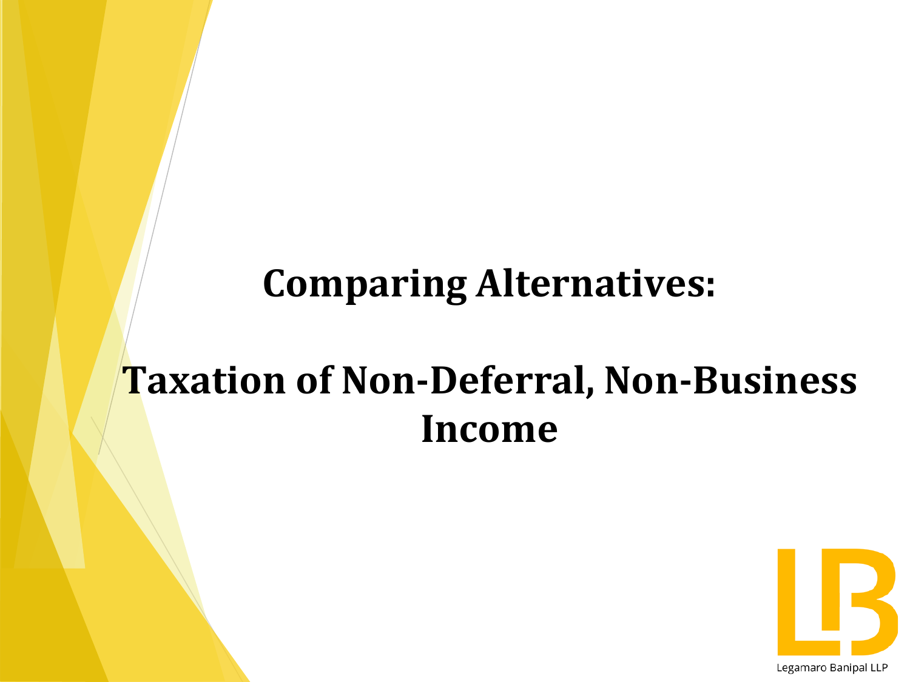# Comparing Alternatives:

# Taxation of Non-Deferral, Non-Business Income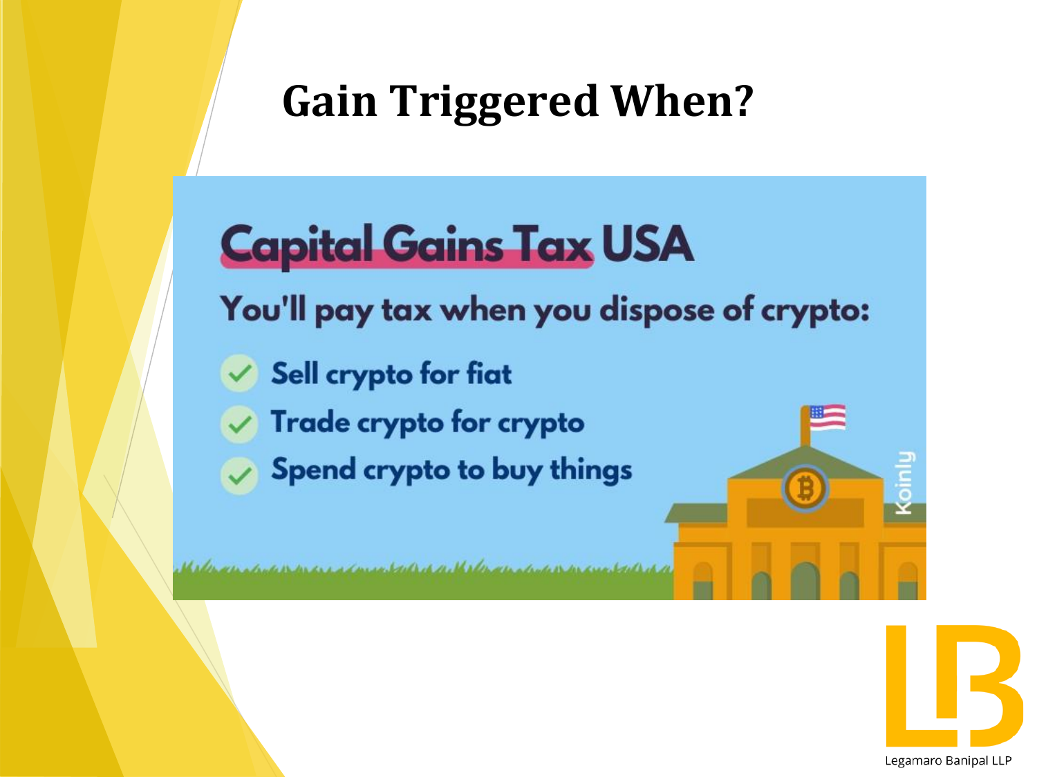# Gain Triggered When?

## Capital Gains Tax USA

**You'll pay tax when you dispose of crypto:**

- Sell crypto for fiat
- Trade crypto for crypto
- Spend crypto to buy things

Koinly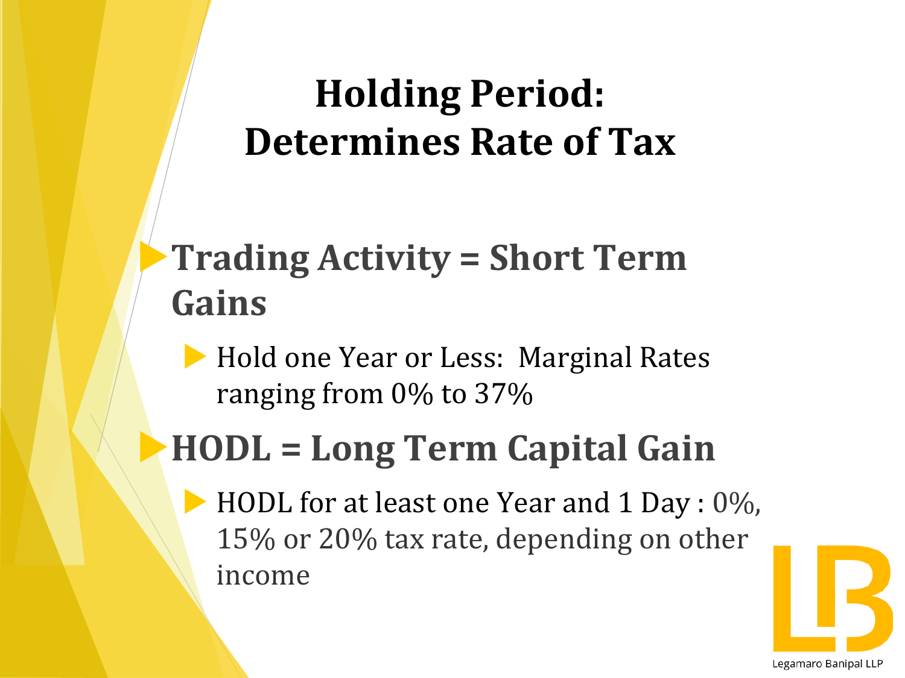# Holding Period: Determines Rate of Tax

- **Trading Activity = Short Term Gains**
  - Hold one Year or Less:  Marginal Rates ranging from 0% to 37%
- **HODL = Long Term Capital Gain**
  - HODL for at least one Year and 1 Day : 0%, 15% or 20% tax rate, depending on other income

Legamaro Banipal LLP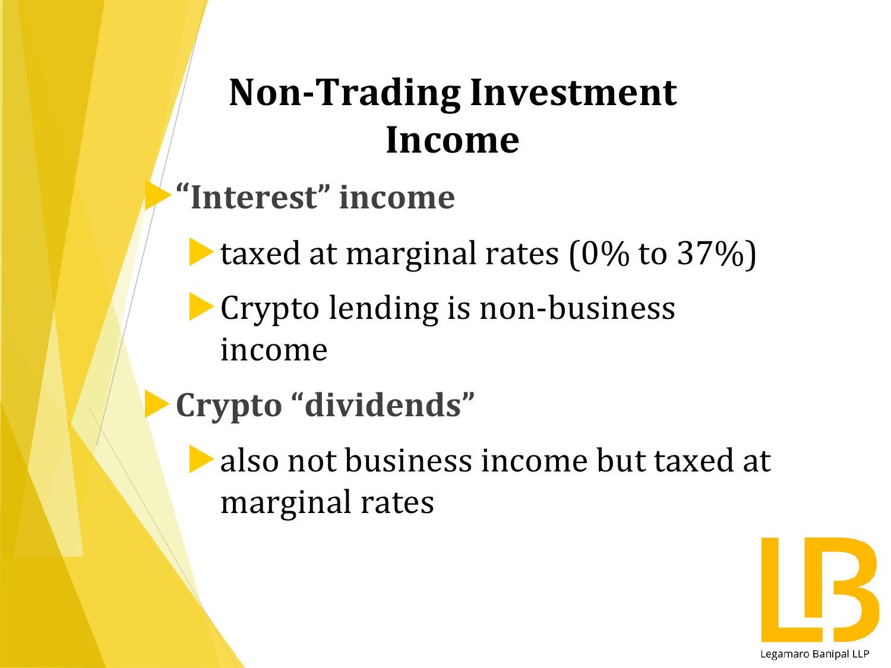# Non-Trading Investment Income

- **"Interest" income**
  - taxed at marginal rates (0% to 37%)
  - Crypto lending is non-business income
- **Crypto "dividends"**
  - also not business income but taxed at marginal rates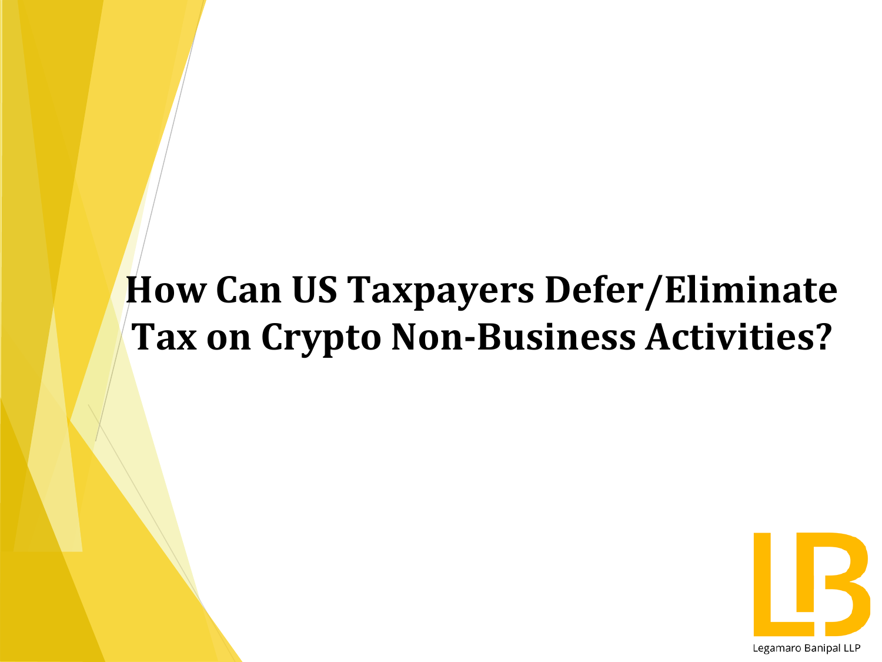# How Can US Taxpayers Defer/Eliminate Tax on Crypto Non-Business Activities?

Legamaro Banipal LLP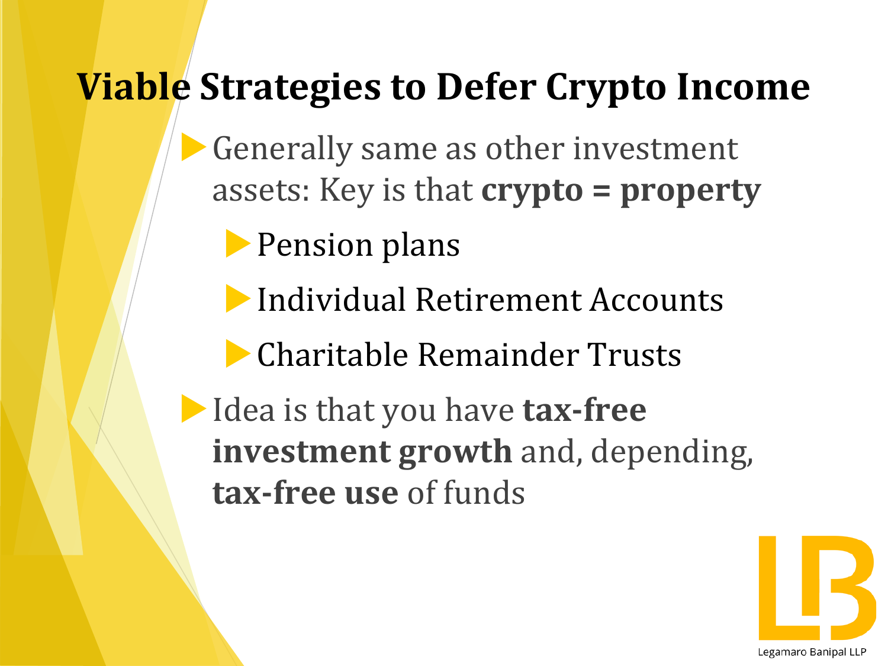# Viable Strategies to Defer Crypto Income

- Generally same as other investment assets: Key is that **crypto = property**
  - Pension plans
  - Individual Retirement Accounts
  - Charitable Remainder Trusts
- Idea is that you have **tax-free investment growth** and, depending, **tax-free use** of funds

Legamaro Banipal LLP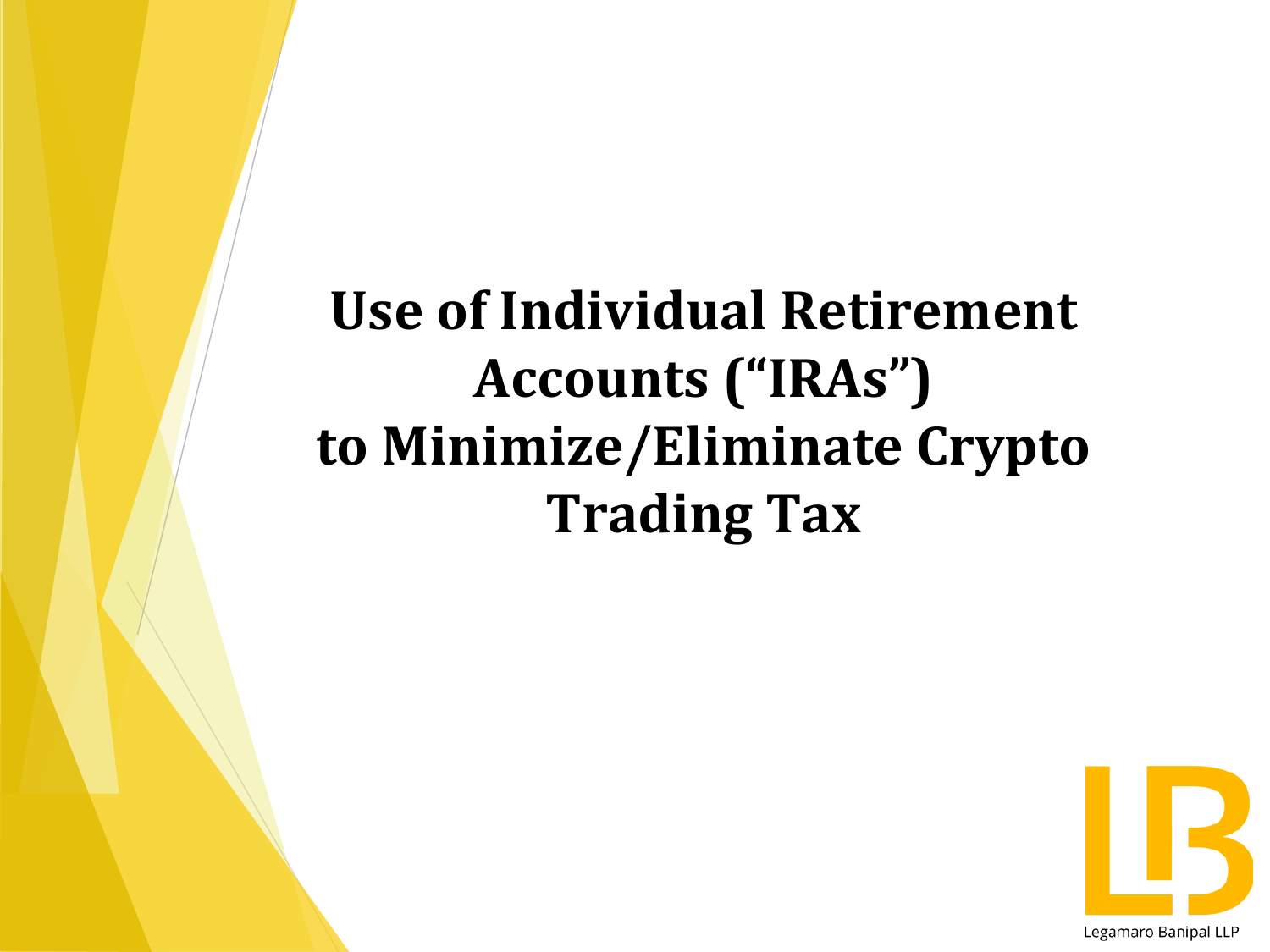# Use of Individual Retirement Accounts ("IRAs") to Minimize/Eliminate Crypto Trading Tax

Legamaro Banipal LLP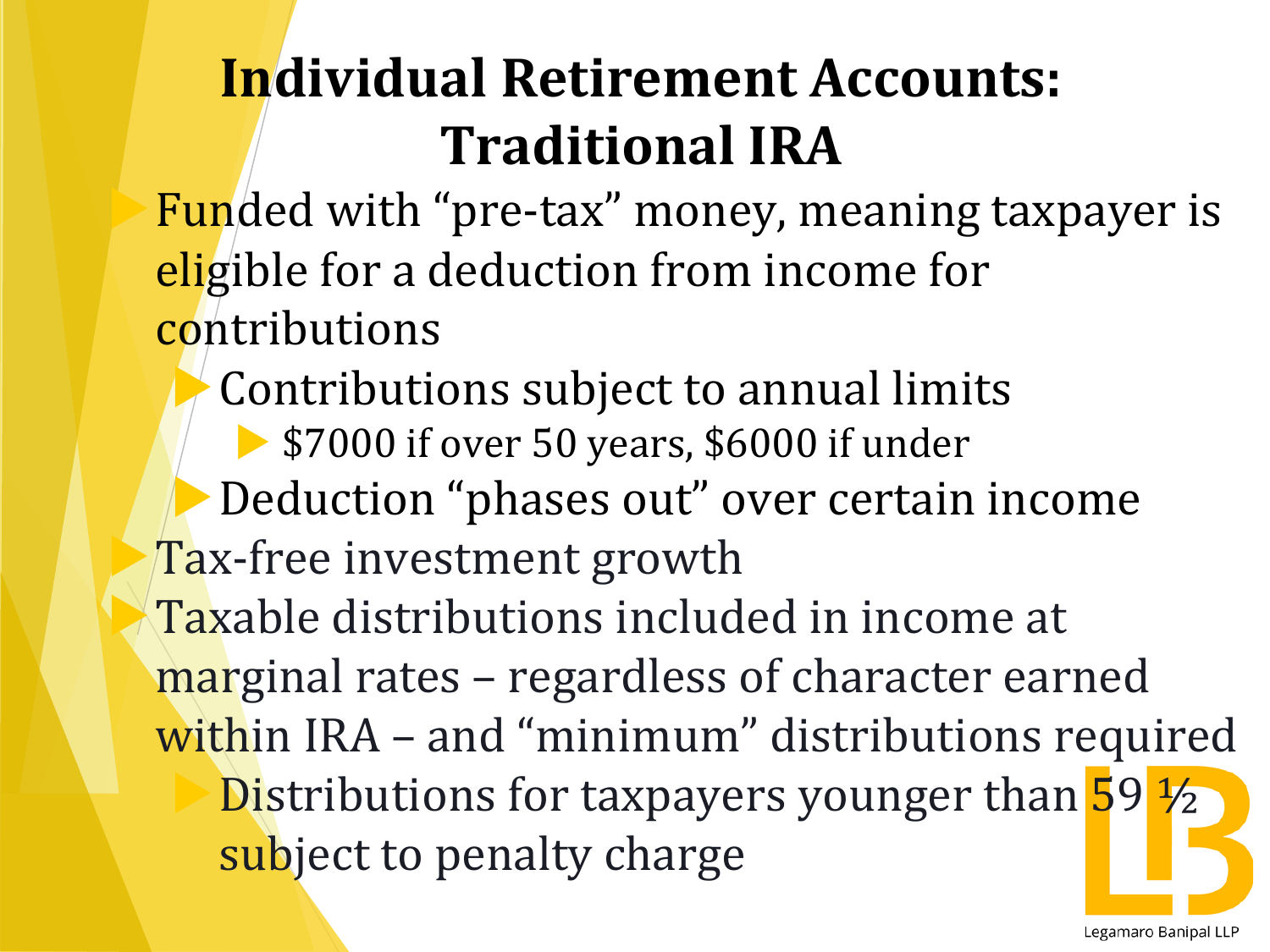# Individual Retirement Accounts: Traditional IRA

- Funded with "pre-tax" money, meaning taxpayer is eligible for a deduction from income for contributions
  - Contributions subject to annual limits
    - $7000 if over 50 years, $6000 if under
  - Deduction "phases out" over certain income
- Tax-free investment growth
- Taxable distributions included in income at marginal rates – regardless of character earned within IRA – and "minimum" distributions required
  - Distributions for taxpayers younger than 59 ½ subject to penalty charge

Legamaro Banipal LLP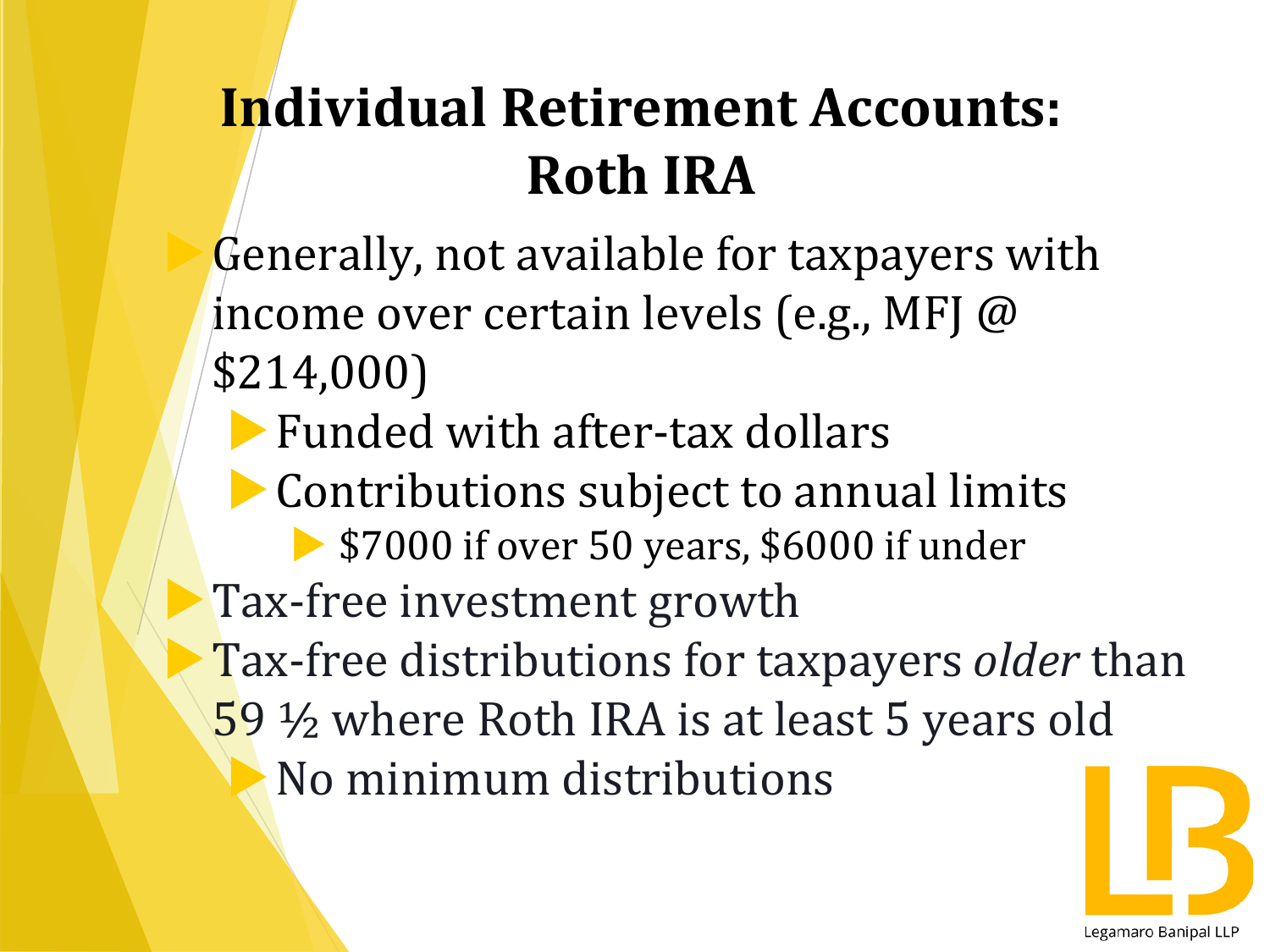# Individual Retirement Accounts: Roth IRA

- Generally, not available for taxpayers with income over certain levels (e.g., MFJ @ $214,000)
  - Funded with after-tax dollars
  - Contributions subject to annual limits
    - $7000 if over 50 years, $6000 if under
- Tax-free investment growth
- Tax-free distributions for taxpayers *older* than 59 ½ where Roth IRA is at least 5 years old
  - No minimum distributions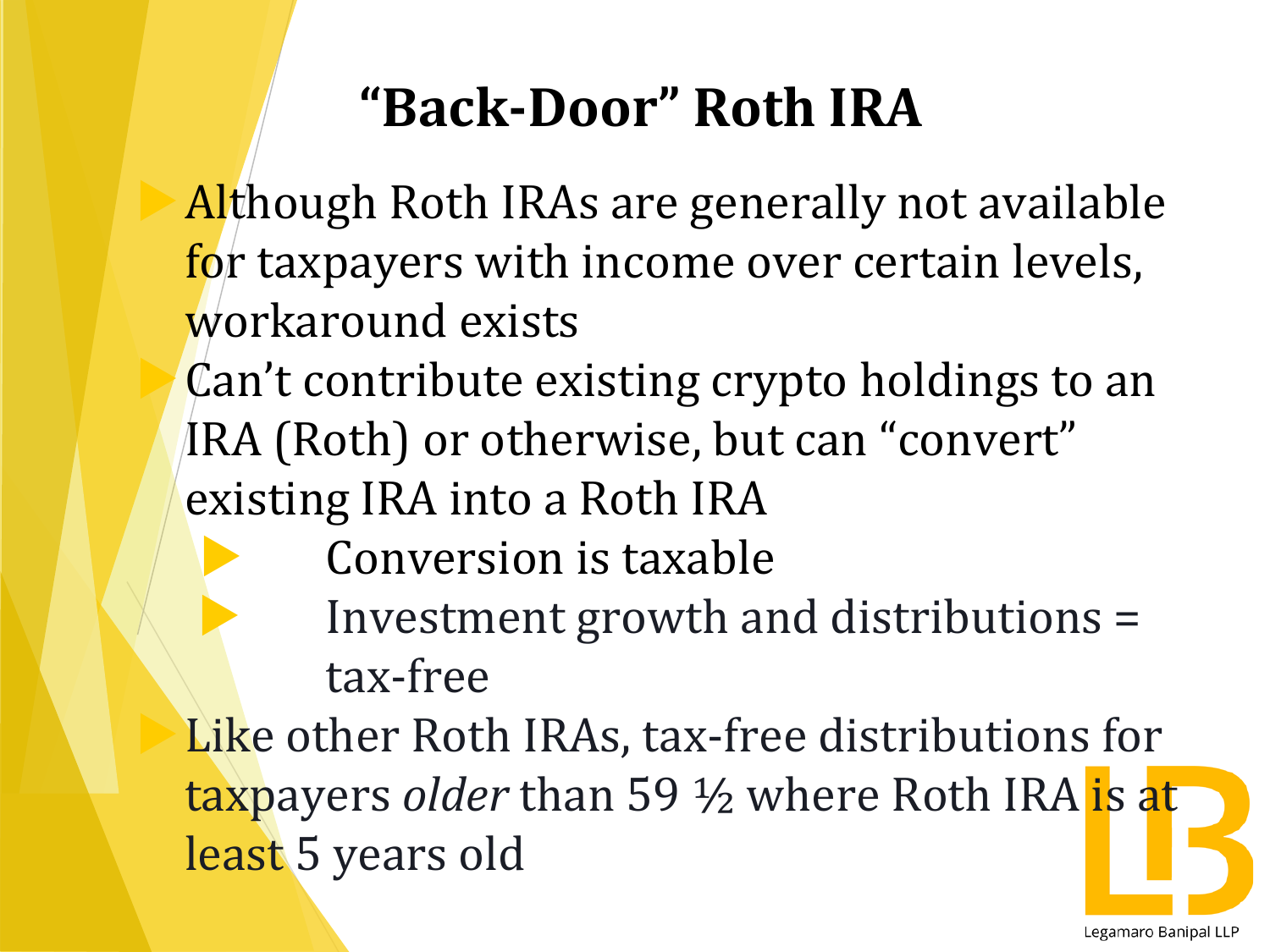# "Back-Door" Roth IRA

- Although Roth IRAs are generally not available for taxpayers with income over certain levels, workaround exists
- Can't contribute existing crypto holdings to an IRA (Roth) or otherwise, but can "convert" existing IRA into a Roth IRA
  - Conversion is taxable
  - Investment growth and distributions = tax-free
- Like other Roth IRAs, tax-free distributions for taxpayers *older* than 59 ½ where Roth IRA is at least 5 years old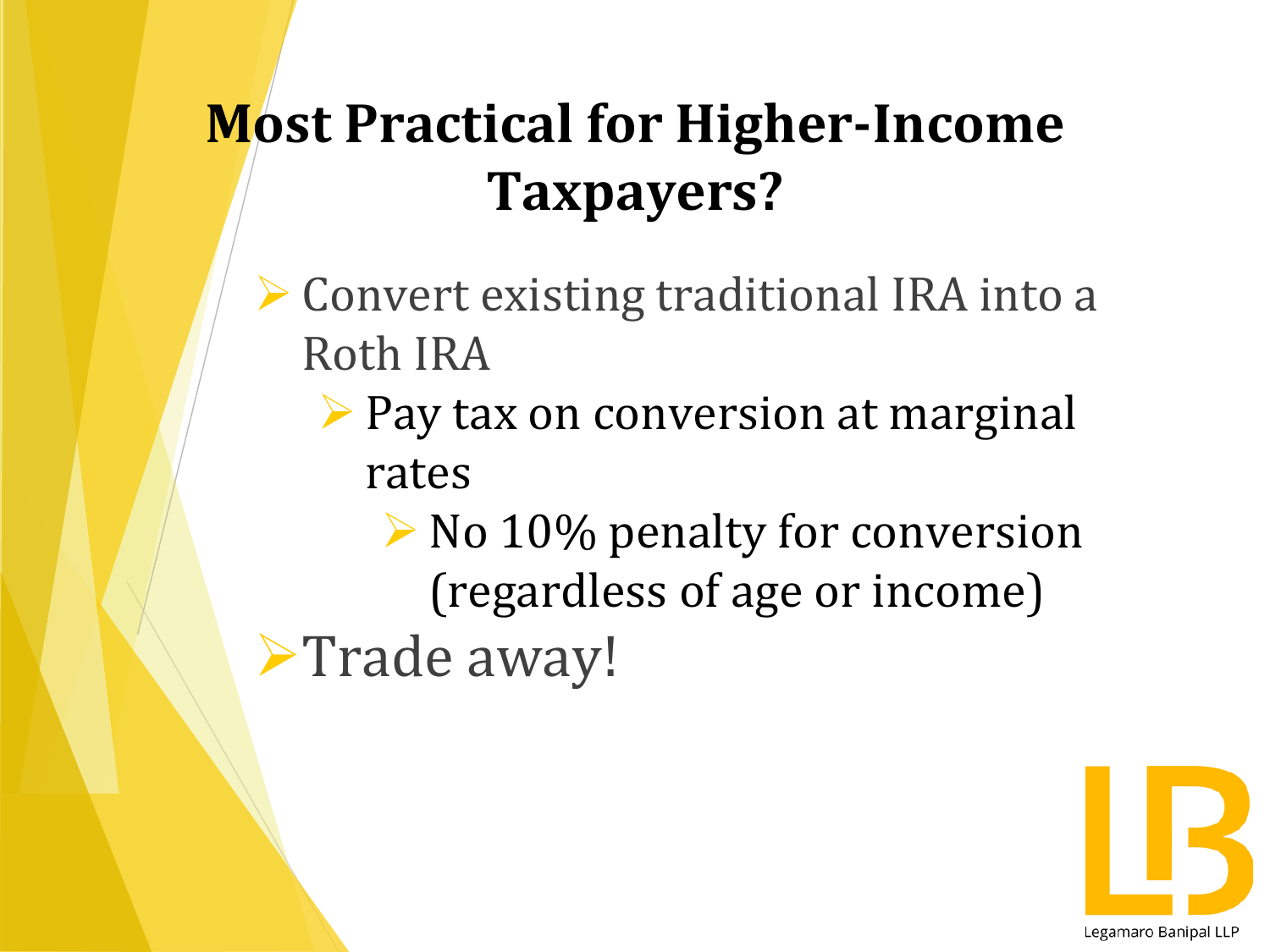# Most Practical for Higher-Income Taxpayers?

- Convert existing traditional IRA into a Roth IRA
  - Pay tax on conversion at marginal rates
    - No 10% penalty for conversion (regardless of age or income)
- Trade away!

Legamaro Banipal LLP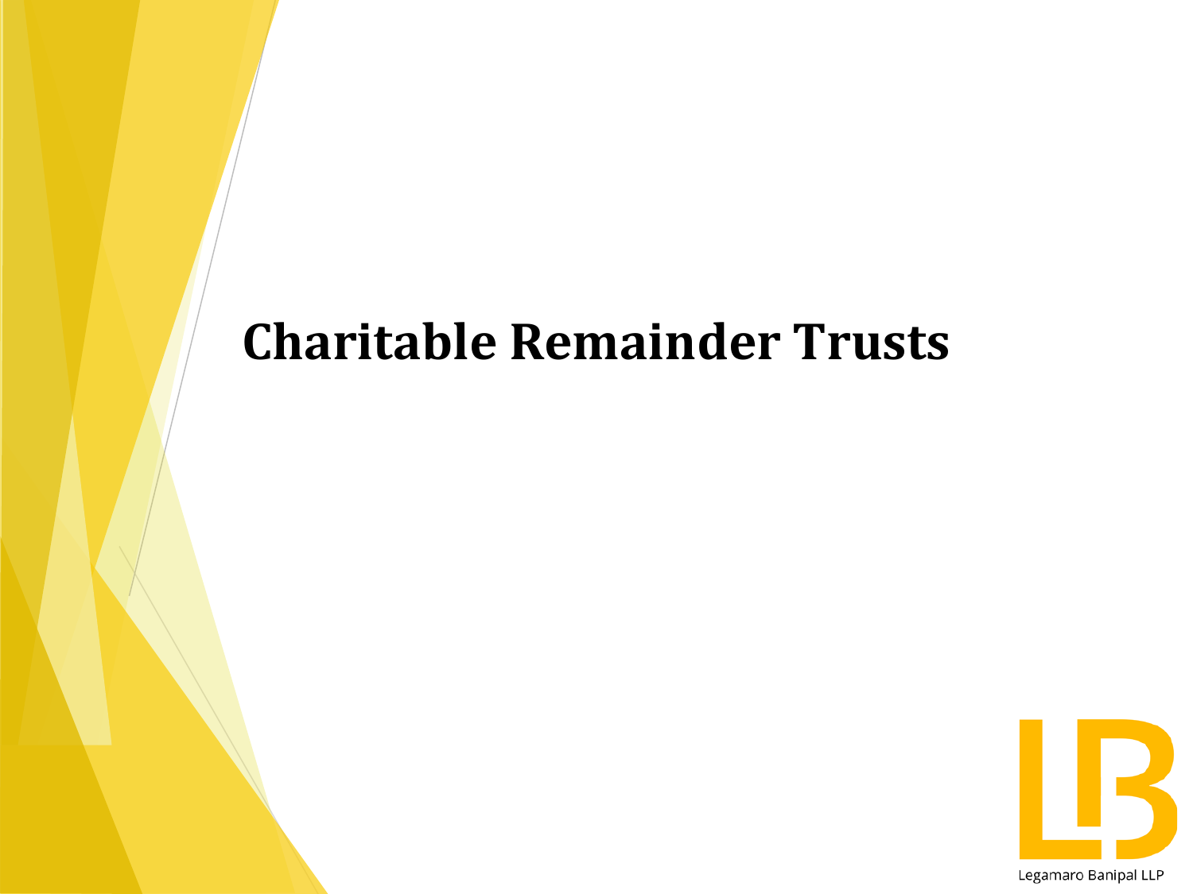# Charitable Remainder Trusts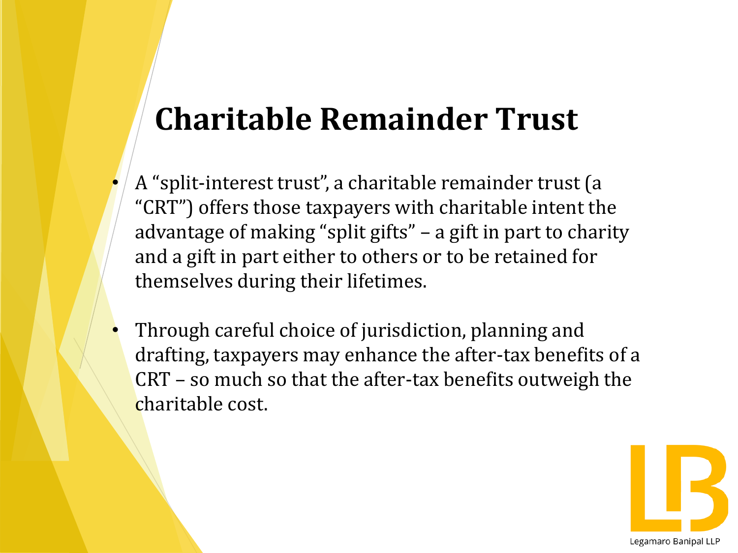# Charitable Remainder Trust

- A “split-interest trust”, a charitable remainder trust (a “CRT”) offers those taxpayers with charitable intent the advantage of making “split gifts” – a gift in part to charity and a gift in part either to others or to be retained for themselves during their lifetimes.
- Through careful choice of jurisdiction, planning and drafting, taxpayers may enhance the after-tax benefits of a CRT – so much so that the after-tax benefits outweigh the charitable cost.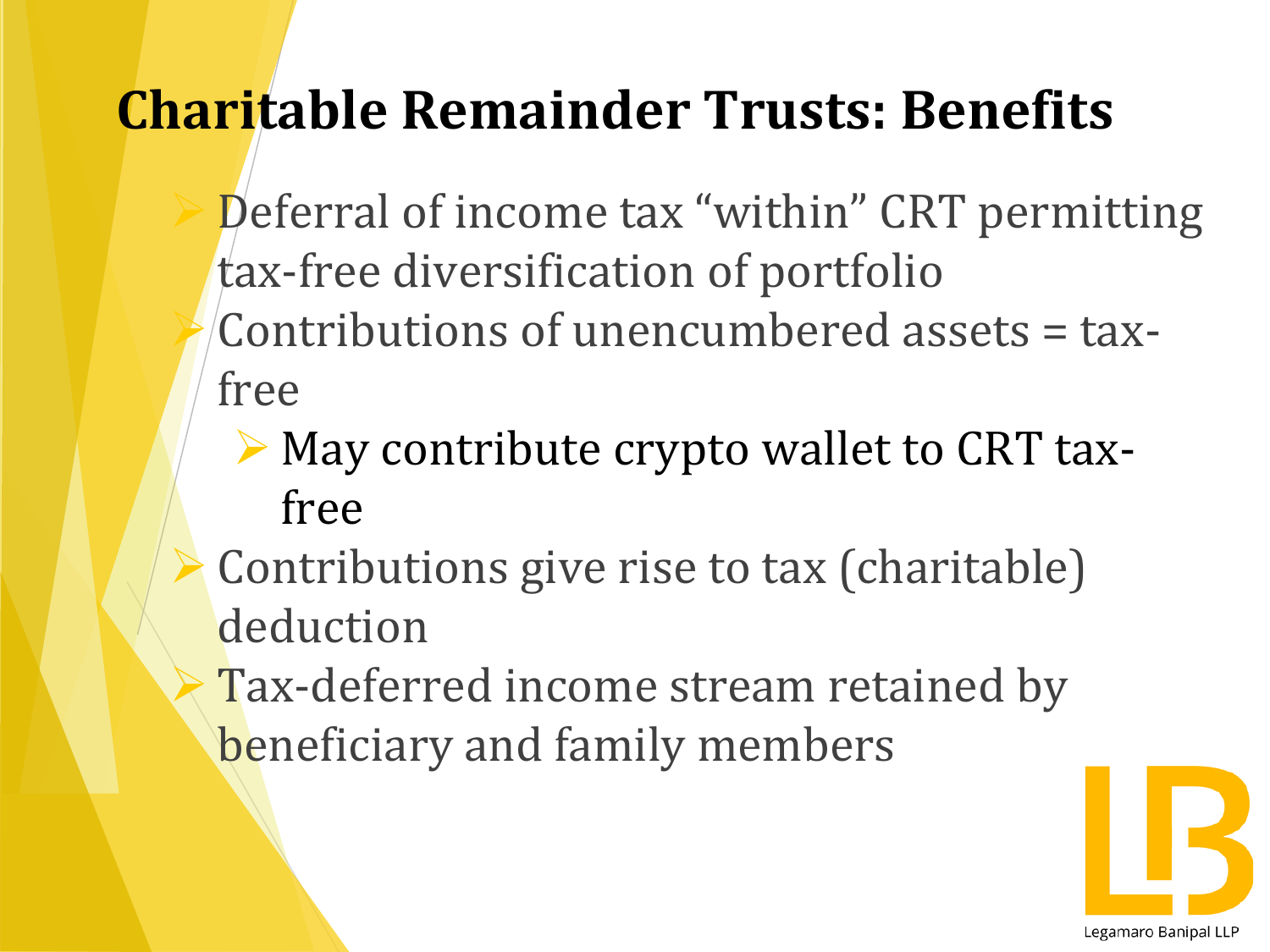# Charitable Remainder Trusts: Benefits

- Deferral of income tax "within" CRT permitting tax-free diversification of portfolio
- Contributions of unencumbered assets = tax-free
  - May contribute crypto wallet to CRT tax-free
- Contributions give rise to tax (charitable) deduction
- Tax-deferred income stream retained by beneficiary and family members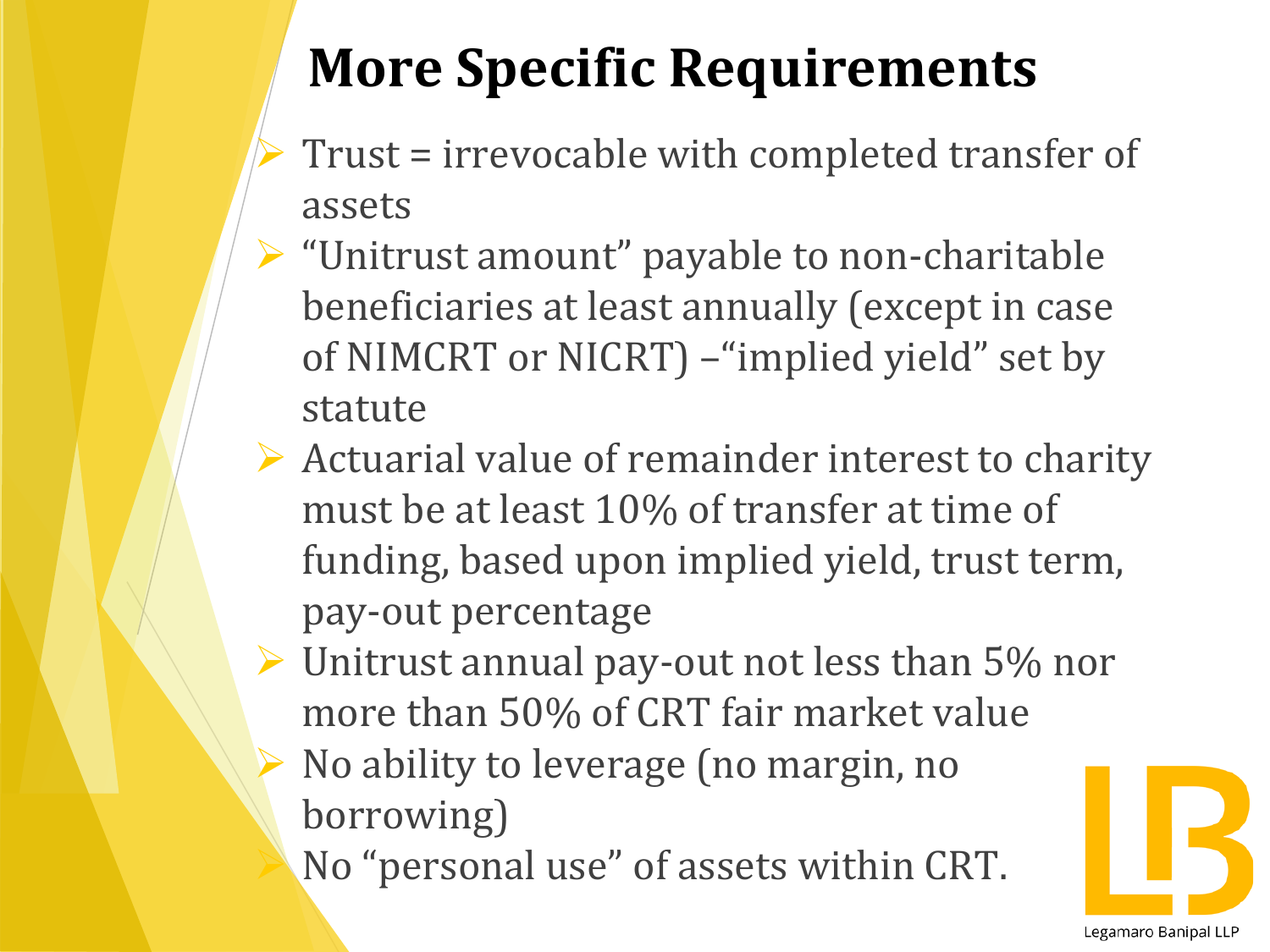# More Specific Requirements

- Trust = irrevocable with completed transfer of assets
- "Unitrust amount" payable to non-charitable beneficiaries at least annually (except in case of NIMCRT or NICRT) –"implied yield" set by statute
- Actuarial value of remainder interest to charity must be at least 10% of transfer at time of funding, based upon implied yield, trust term, pay-out percentage
- Unitrust annual pay-out not less than 5% nor more than 50% of CRT fair market value
- No ability to leverage (no margin, no borrowing)
- No "personal use" of assets within CRT.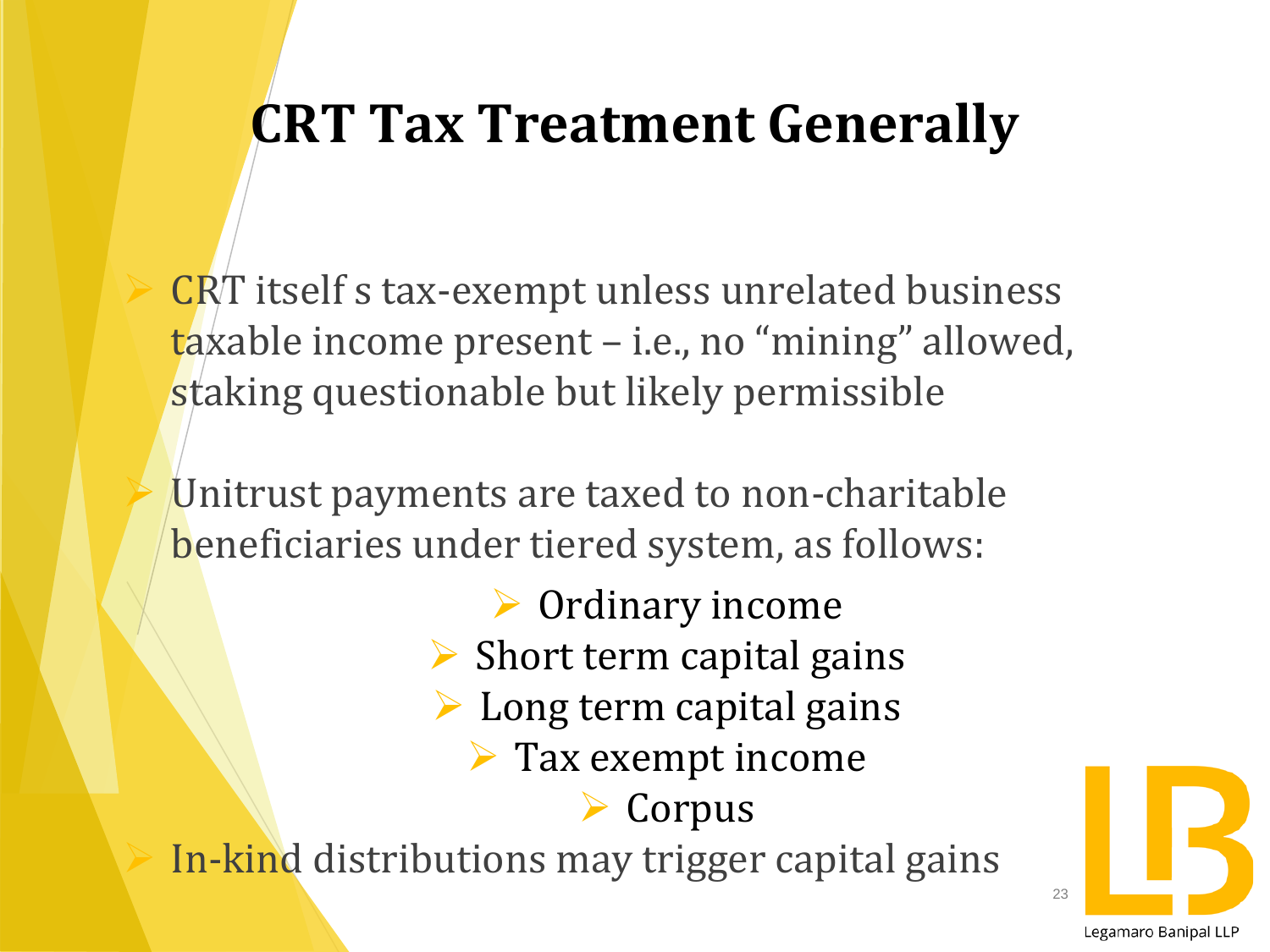# CRT Tax Treatment Generally

- CRT itself s tax-exempt unless unrelated business taxable income present – i.e., no "mining" allowed, staking questionable but likely permissible
- Unitrust payments are taxed to non-charitable beneficiaries under tiered system, as follows:
  - Ordinary income
  - Short term capital gains
  - Long term capital gains
  - Tax exempt income
  - Corpus
- In-kind distributions may trigger capital gains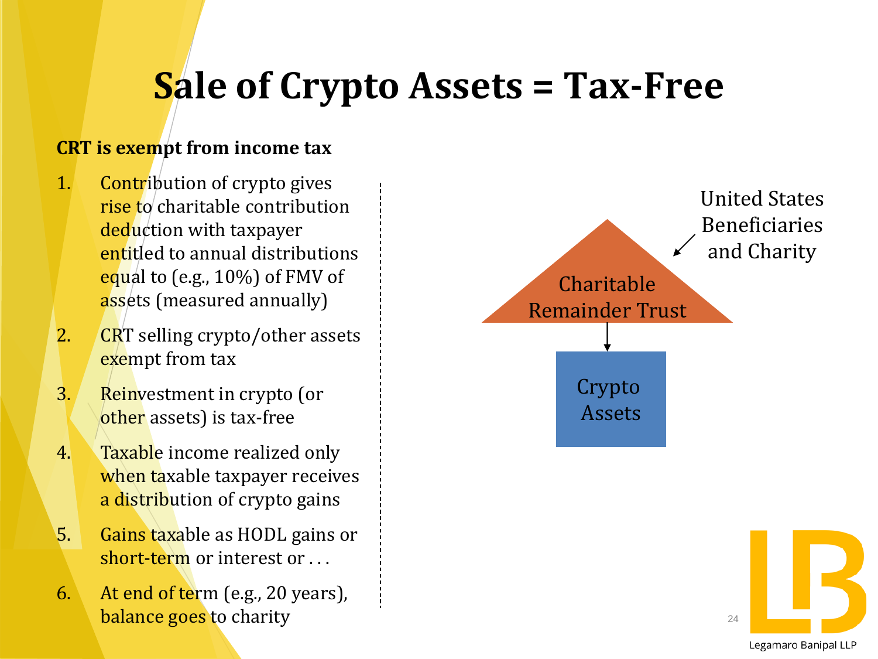# Sale of Crypto Assets = Tax-Free

**CRT is exempt from income tax**

1. Contribution of crypto gives rise to charitable contribution deduction with taxpayer entitled to annual distributions equal to (e.g., 10%) of FMV of assets (measured annually)
2. CRT selling crypto/other assets exempt from tax
3. Reinvestment in crypto (or other assets) is tax-free
4. Taxable income realized only when taxable taxpayer receives a distribution of crypto gains
5. Gains taxable as HODL gains or short-term or interest or . . .
6. At end of term (e.g., 20 years), balance goes to charity

United States Beneficiaries and Charity

Charitable Remainder Trust

Crypto Assets

Legamaro Banipal LLP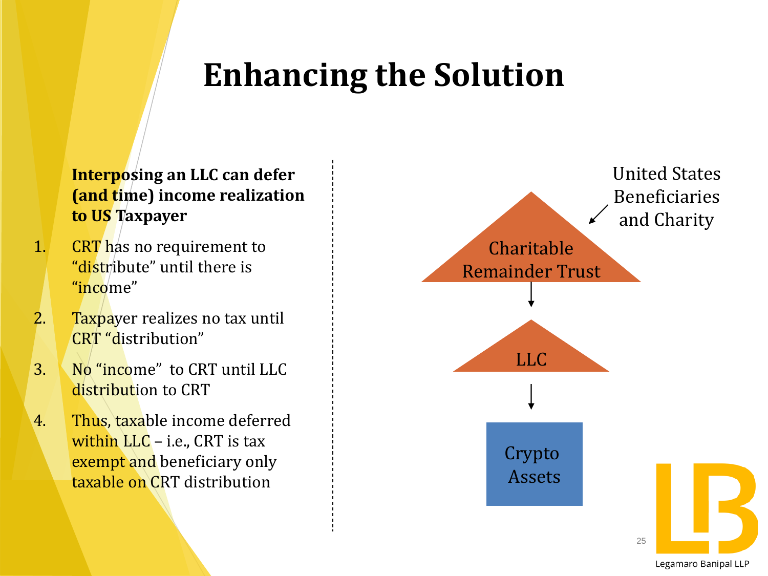# Enhancing the Solution

**Interposing an LLC can defer (and time) income realization to US Taxpayer**

1. CRT has no requirement to “distribute” until there is “income”
2. Taxpayer realizes no tax until CRT “distribution”
3. No “income” to CRT until LLC distribution to CRT
4. Thus, taxable income deferred within LLC – i.e., CRT is tax exempt and beneficiary only taxable on CRT distribution

United States Beneficiaries and Charity

Charitable Remainder Trust

LLC

Crypto Assets

Legamaro Banipal LLP